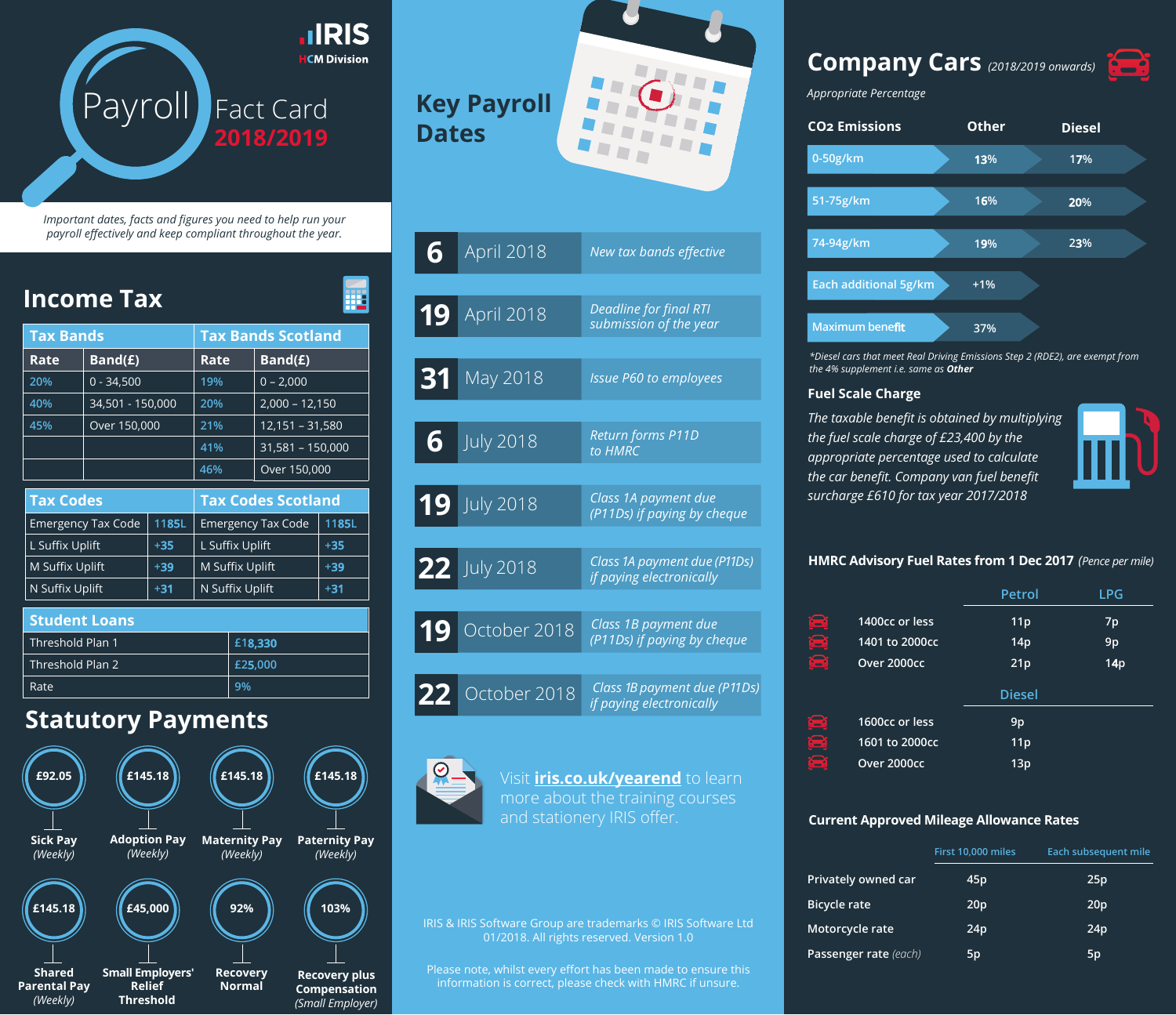# IRIS HCM Division

# Payroll Fact Card 2018/2019

*Important dates, facts and figures you need to help run your payroll effectively and keep compliant throughout the year.*

## Income Tax

| Tax Bands | | Tax Bands Scotland | |
|---|---|---|---|
| **Rate** | **Band(£)** | **Rate** | **Band(£)** |
| 20% | 0 - 34,500 | 19% | 0 – 2,000 |
| 40% | 34,501 - 150,000 | 20% | 2,000 – 12,150 |
| 45% | Over 150,000 | 21% | 12,151 – 31,580 |
| | | 41% | 31,581 – 150,000 |
| | | 46% | Over 150,000 |

| Tax Codes | | Tax Codes Scotland | |
|---|---|---|---|
| Emergency Tax Code | 1185L | Emergency Tax Code | 1185L |
| L Suffix Uplift | +35 | L Suffix Uplift | +35 |
| M Suffix Uplift | +39 | M Suffix Uplift | +39 |
| N Suffix Uplift | +31 | N Suffix Uplift | +31 |

| Student Loans | |
|---|---|
| Threshold Plan 1 | £18,330 |
| Threshold Plan 2 | £25,000 |
| Rate | 9% |

## Statutory Payments

- £92.05 — Sick Pay *(Weekly)*
- £145.18 — Adoption Pay *(Weekly)*
- £145.18 — Maternity Pay *(Weekly)*
- £145.18 — Paternity Pay *(Weekly)*
- £145.18 — Shared Parental Pay *(Weekly)*
- £45,000 — Small Employers' Relief Threshold
- 92% — Recovery Normal
- 103% — Recovery plus Compensation *(Small Employer)*

## Key Payroll Dates

| Date | | Event |
|---|---|---|
| 6 | April 2018 | *New tax bands effective* |
| 19 | April 2018 | *Deadline for final RTI submission of the year* |
| 31 | May 2018 | *Issue P60 to employees* |
| 6 | July 2018 | *Return forms P11D to HMRC* |
| 19 | July 2018 | *Class 1A payment due (P11Ds) if paying by cheque* |
| 22 | July 2018 | *Class 1A payment due (P11Ds) if paying electronically* |
| 19 | October 2018 | *Class 1B payment due (P11Ds) if paying by cheque* |
| 22 | October 2018 | *Class 1B payment due (P11Ds) if paying electronically* |

Visit **iris.co.uk/yearend** to learn more about the training courses and stationery IRIS offer.

IRIS & IRIS Software Group are trademarks © IRIS Software Ltd 01/2018. All rights reserved. Version 1.0

Please note, whilst every effort has been made to ensure this information is correct, please check with HMRC if unsure.

## Company Cars *(2018/2019 onwards)*

*Appropriate Percentage*

| $CO_2$ Emissions | Other | Diesel |
|---|---|---|
| 0-50g/km | 13% | 17% |
| 51-75g/km | 16% | 20% |
| 74-94g/km | 19% | 23% |
| Each additional 5g/km | +1% | |
| Maximum benefit | 37% | |

*\*Diesel cars that meet Real Driving Emissions Step 2 (RDE2), are exempt from the 4% supplement i.e. same as **Other***

### Fuel Scale Charge

*The taxable benefit is obtained by multiplying the fuel scale charge of £23,400 by the appropriate percentage used to calculate the car benefit. Company van fuel benefit surcharge £610 for tax year 2017/2018*

### HMRC Advisory Fuel Rates from 1 Dec 2017 *(Pence per mile)*

| | Petrol | LPG |
|---|---|---|
| 1400cc or less | 11p | 7p |
| 1401 to 2000cc | 14p | 9p |
| Over 2000cc | 21p | 14p |

| | Diesel |
|---|---|
| 1600cc or less | 9p |
| 1601 to 2000cc | 11p |
| Over 2000cc | 13p |

### Current Approved Mileage Allowance Rates

| | First 10,000 miles | Each subsequent mile |
|---|---|---|
| Privately owned car | 45p | 25p |
| Bicycle rate | 20p | 20p |
| Motorcycle rate | 24p | 24p |
| Passenger rate *(each)* | 5p | 5p |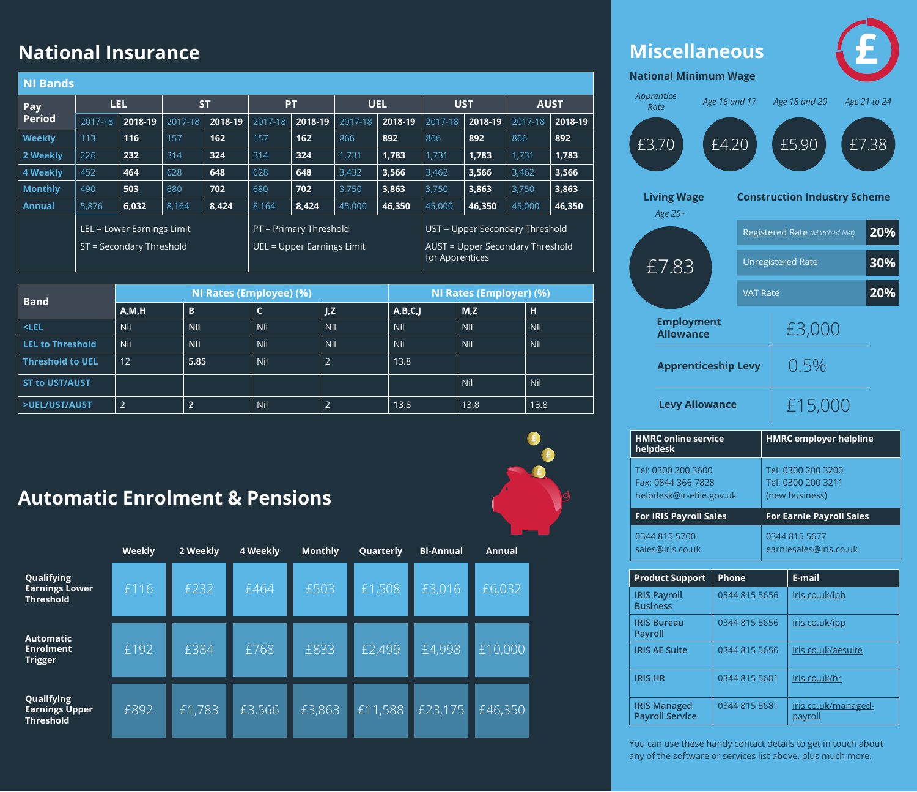# National Insurance

## NI Bands

| Pay Period | LEL | | ST | | PT | | UEL | | UST | | AUST | |
|---|---|---|---|---|---|---|---|---|---|---|---|---|
| | 2017-18 | 2018-19 | 2017-18 | 2018-19 | 2017-18 | 2018-19 | 2017-18 | 2018-19 | 2017-18 | 2018-19 | 2017-18 | 2018-19 |
| Weekly | 113 | 116 | 157 | 162 | 157 | 162 | 866 | 892 | 866 | 892 | 866 | 892 |
| 2 Weekly | 226 | 232 | 314 | 324 | 314 | 324 | 1,731 | 1,783 | 1,731 | 1,783 | 1,731 | 1,783 |
| 4 Weekly | 452 | 464 | 628 | 648 | 628 | 648 | 3,432 | 3,566 | 3,462 | 3,566 | 3,462 | 3,566 |
| Monthly | 490 | 503 | 680 | 702 | 680 | 702 | 3,750 | 3,863 | 3,750 | 3,863 | 3,750 | 3,863 |
| Annual | 5,876 | 6,032 | 8,164 | 8,424 | 8,164 | 8,424 | 45,000 | 46,350 | 45,000 | 46,350 | 45,000 | 46,350 |

LEL = Lower Earnings Limit
ST = Secondary Threshold
PT = Primary Threshold
UEL = Upper Earnings Limit
UST = Upper Secondary Threshold
AUST = Upper Secondary Threshold for Apprentices

| Band | NI Rates (Employee) (%) | | | | NI Rates (Employer) (%) | | |
|---|---|---|---|---|---|---|---|
| | A,M,H | B | C | J,Z | A,B,C,J | M,Z | H |
| <LEL | Nil | Nil | Nil | Nil | Nil | Nil | Nil |
| LEL to Threshold | Nil | Nil | Nil | Nil | Nil | Nil | Nil |
| Threshold to UEL | 12 | 5.85 | Nil | 2 | 13.8 | | |
| ST to UST/AUST | | | | | | Nil | Nil |
| >UEL/UST/AUST | 2 | 2 | Nil | 2 | 13.8 | 13.8 | 13.8 |

# Automatic Enrolment & Pensions

| | Weekly | 2 Weekly | 4 Weekly | Monthly | Quarterly | Bi-Annual | Annual |
|---|---|---|---|---|---|---|---|
| Qualifying Earnings Lower Threshold | £116 | £232 | £464 | £503 | £1,508 | £3,016 | £6,032 |
| Automatic Enrolment Trigger | £192 | £384 | £768 | £833 | £2,499 | £4,998 | £10,000 |
| Qualifying Earnings Upper Threshold | £892 | £1,783 | £3,566 | £3,863 | £11,588 | £23,175 | £46,350 |

# Miscellaneous

## National Minimum Wage

| Apprentice Rate | Age 16 and 17 | Age 18 and 20 | Age 21 to 24 |
|---|---|---|---|
| £3.70 | £4.20 | £5.90 | £7.38 |

## Living Wage

*Age 25+*

£7.83

## Construction Industry Scheme

| | |
|---|---|
| Registered Rate *(Matched Net)* | 20% |
| Unregistered Rate | 30% |
| VAT Rate | 20% |

| | |
|---|---|
| Employment Allowance | £3,000 |
| Apprenticeship Levy | 0.5% |
| Levy Allowance | £15,000 |

| HMRC online service helpdesk | HMRC employer helpline |
|---|---|
| Tel: 0300 200 3600<br>Fax: 0844 366 7828<br>helpdesk@ir-efile.gov.uk | Tel: 0300 200 3200<br>Tel: 0300 200 3211<br>(new business) |
| **For IRIS Payroll Sales** | **For Earnie Payroll Sales** |
| 0344 815 5700<br>sales@iris.co.uk | 0344 815 5677<br>earniesales@iris.co.uk |

| Product Support | Phone | E-mail |
|---|---|---|
| IRIS Payroll Business | 0344 815 5656 | iris.co.uk/ipb |
| IRIS Bureau Payroll | 0344 815 5656 | iris.co.uk/ipp |
| IRIS AE Suite | 0344 815 5656 | iris.co.uk/aesuite |
| IRIS HR | 0344 815 5681 | iris.co.uk/hr |
| IRIS Managed Payroll Service | 0344 815 5681 | iris.co.uk/managed-payroll |

You can use these handy contact details to get in touch about any of the software or services list above, plus much more.